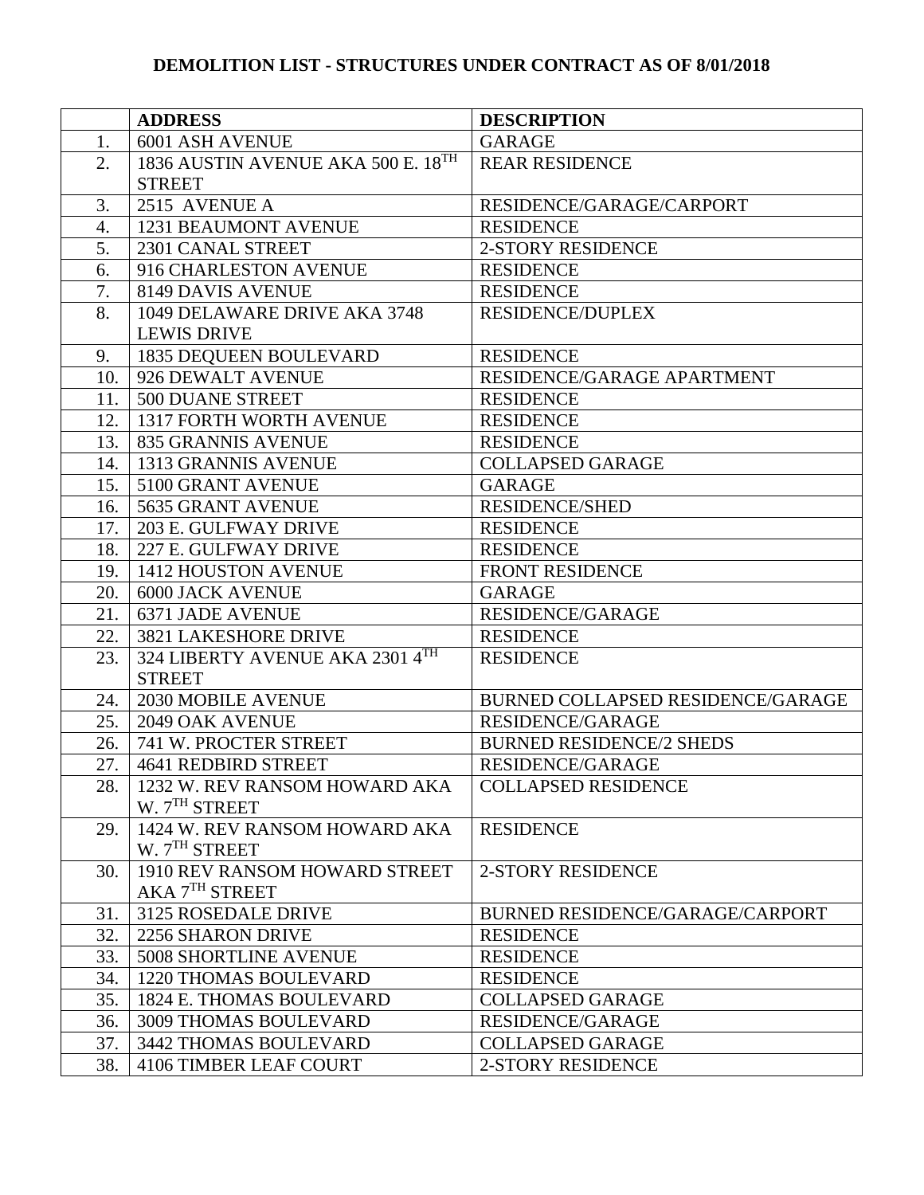**DEMOLITION LIST - STRUCTURES UNDER CONTRACT AS OF 8/01/2018**

| | ADDRESS | DESCRIPTION |
|---|---|---|
| 1. | 6001 ASH AVENUE | GARAGE |
| 2. | 1836 AUSTIN AVENUE AKA 500 E. 18TH STREET | REAR RESIDENCE |
| 3. | 2515 AVENUE A | RESIDENCE/GARAGE/CARPORT |
| 4. | 1231 BEAUMONT AVENUE | RESIDENCE |
| 5. | 2301 CANAL STREET | 2-STORY RESIDENCE |
| 6. | 916 CHARLESTON AVENUE | RESIDENCE |
| 7. | 8149 DAVIS AVENUE | RESIDENCE |
| 8. | 1049 DELAWARE DRIVE AKA 3748 LEWIS DRIVE | RESIDENCE/DUPLEX |
| 9. | 1835 DEQUEEN BOULEVARD | RESIDENCE |
| 10. | 926 DEWALT AVENUE | RESIDENCE/GARAGE APARTMENT |
| 11. | 500 DUANE STREET | RESIDENCE |
| 12. | 1317 FORTH WORTH AVENUE | RESIDENCE |
| 13. | 835 GRANNIS AVENUE | RESIDENCE |
| 14. | 1313 GRANNIS AVENUE | COLLAPSED GARAGE |
| 15. | 5100 GRANT AVENUE | GARAGE |
| 16. | 5635 GRANT AVENUE | RESIDENCE/SHED |
| 17. | 203 E. GULFWAY DRIVE | RESIDENCE |
| 18. | 227 E. GULFWAY DRIVE | RESIDENCE |
| 19. | 1412 HOUSTON AVENUE | FRONT RESIDENCE |
| 20. | 6000 JACK AVENUE | GARAGE |
| 21. | 6371 JADE AVENUE | RESIDENCE/GARAGE |
| 22. | 3821 LAKESHORE DRIVE | RESIDENCE |
| 23. | 324 LIBERTY AVENUE AKA 2301 4TH STREET | RESIDENCE |
| 24. | 2030 MOBILE AVENUE | BURNED COLLAPSED RESIDENCE/GARAGE |
| 25. | 2049 OAK AVENUE | RESIDENCE/GARAGE |
| 26. | 741 W. PROCTER STREET | BURNED RESIDENCE/2 SHEDS |
| 27. | 4641 REDBIRD STREET | RESIDENCE/GARAGE |
| 28. | 1232 W. REV RANSOM HOWARD AKA W. 7TH STREET | COLLAPSED RESIDENCE |
| 29. | 1424 W. REV RANSOM HOWARD AKA W. 7TH STREET | RESIDENCE |
| 30. | 1910 REV RANSOM HOWARD STREET AKA 7TH STREET | 2-STORY RESIDENCE |
| 31. | 3125 ROSEDALE DRIVE | BURNED RESIDENCE/GARAGE/CARPORT |
| 32. | 2256 SHARON DRIVE | RESIDENCE |
| 33. | 5008 SHORTLINE AVENUE | RESIDENCE |
| 34. | 1220 THOMAS BOULEVARD | RESIDENCE |
| 35. | 1824 E. THOMAS BOULEVARD | COLLAPSED GARAGE |
| 36. | 3009 THOMAS BOULEVARD | RESIDENCE/GARAGE |
| 37. | 3442 THOMAS BOULEVARD | COLLAPSED GARAGE |
| 38. | 4106 TIMBER LEAF COURT | 2-STORY RESIDENCE |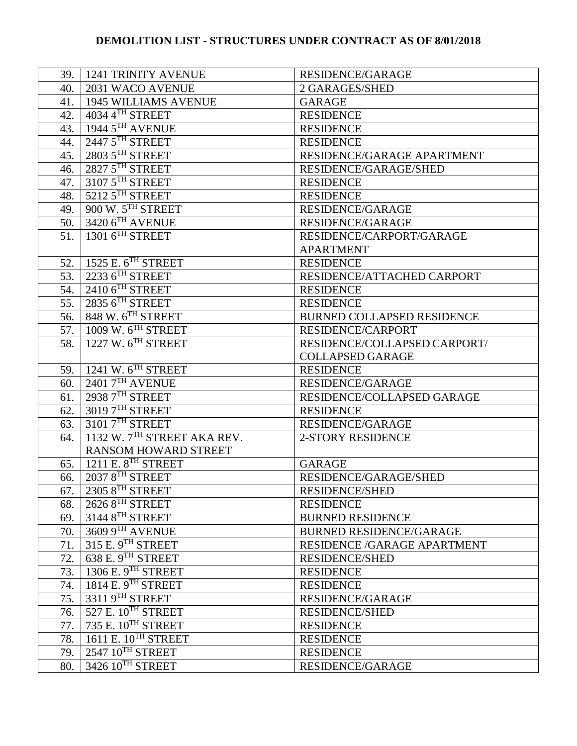**DEMOLITION LIST - STRUCTURES UNDER CONTRACT AS OF 8/01/2018**

| | | |
|---|---|---|
| 39. | 1241 TRINITY AVENUE | RESIDENCE/GARAGE |
| 40. | 2031 WACO AVENUE | 2 GARAGES/SHED |
| 41. | 1945 WILLIAMS AVENUE | GARAGE |
| 42. | 4034 4TH STREET | RESIDENCE |
| 43. | 1944 5TH AVENUE | RESIDENCE |
| 44. | 2447 5TH STREET | RESIDENCE |
| 45. | 2803 5TH STREET | RESIDENCE/GARAGE APARTMENT |
| 46. | 2827 5TH STREET | RESIDENCE/GARAGE/SHED |
| 47. | 3107 5TH STREET | RESIDENCE |
| 48. | 5212 5TH STREET | RESIDENCE |
| 49. | 900 W. 5TH STREET | RESIDENCE/GARAGE |
| 50. | 3420 6TH AVENUE | RESIDENCE/GARAGE |
| 51. | 1301 6TH STREET | RESIDENCE/CARPORT/GARAGE APARTMENT |
| 52. | 1525 E. 6TH STREET | RESIDENCE |
| 53. | 2233 6TH STREET | RESIDENCE/ATTACHED CARPORT |
| 54. | 2410 6TH STREET | RESIDENCE |
| 55. | 2835 6TH STREET | RESIDENCE |
| 56. | 848 W. 6TH STREET | BURNED COLLAPSED RESIDENCE |
| 57. | 1009 W. 6TH STREET | RESIDENCE/CARPORT |
| 58. | 1227 W. 6TH STREET | RESIDENCE/COLLAPSED CARPORT/ COLLAPSED GARAGE |
| 59. | 1241 W. 6TH STREET | RESIDENCE |
| 60. | 2401 7TH AVENUE | RESIDENCE/GARAGE |
| 61. | 2938 7TH STREET | RESIDENCE/COLLAPSED GARAGE |
| 62. | 3019 7TH STREET | RESIDENCE |
| 63. | 3101 7TH STREET | RESIDENCE/GARAGE |
| 64. | 1132 W. 7TH STREET AKA REV. RANSOM HOWARD STREET | 2-STORY RESIDENCE |
| 65. | 1211 E. 8TH STREET | GARAGE |
| 66. | 2037 8TH STREET | RESIDENCE/GARAGE/SHED |
| 67. | 2305 8TH STREET | RESIDENCE/SHED |
| 68. | 2626 8TH STREET | RESIDENCE |
| 69. | 3144 8TH STREET | BURNED RESIDENCE |
| 70. | 3609 9TH AVENUE | BURNED RESIDENCE/GARAGE |
| 71. | 315 E. 9TH STREET | RESIDENCE /GARAGE APARTMENT |
| 72. | 638 E. 9TH STREET | RESIDENCE/SHED |
| 73. | 1306 E. 9TH STREET | RESIDENCE |
| 74. | 1814 E. 9TH STREET | RESIDENCE |
| 75. | 3311 9TH STREET | RESIDENCE/GARAGE |
| 76. | 527 E. 10TH STREET | RESIDENCE/SHED |
| 77. | 735 E. 10TH STREET | RESIDENCE |
| 78. | 1611 E. 10TH STREET | RESIDENCE |
| 79. | 2547 10TH STREET | RESIDENCE |
| 80. | 3426 10TH STREET | RESIDENCE/GARAGE |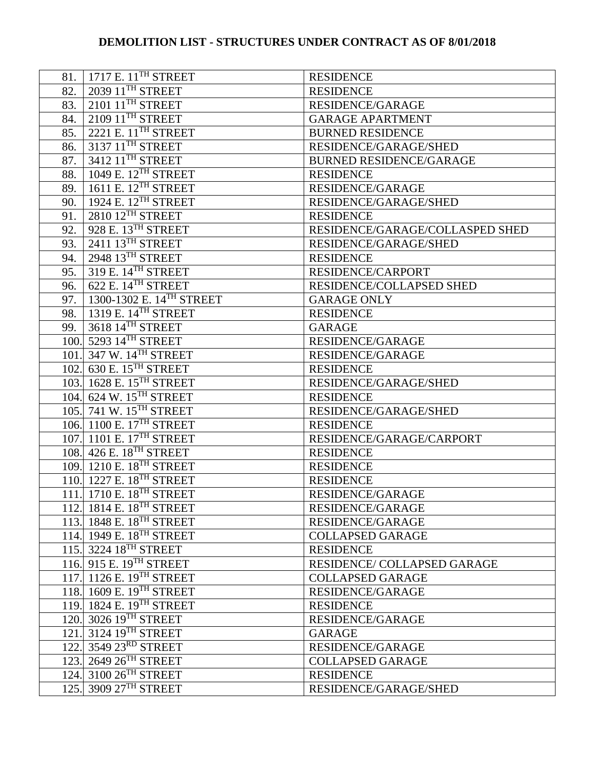**DEMOLITION LIST - STRUCTURES UNDER CONTRACT AS OF 8/01/2018**

| | | |
|---|---|---|
| 81. | 1717 E. 11TH STREET | RESIDENCE |
| 82. | 2039 11TH STREET | RESIDENCE |
| 83. | 2101 11TH STREET | RESIDENCE/GARAGE |
| 84. | 2109 11TH STREET | GARAGE APARTMENT |
| 85. | 2221 E. 11TH STREET | BURNED RESIDENCE |
| 86. | 3137 11TH STREET | RESIDENCE/GARAGE/SHED |
| 87. | 3412 11TH STREET | BURNED RESIDENCE/GARAGE |
| 88. | 1049 E. 12TH STREET | RESIDENCE |
| 89. | 1611 E. 12TH STREET | RESIDENCE/GARAGE |
| 90. | 1924 E. 12TH STREET | RESIDENCE/GARAGE/SHED |
| 91. | 2810 12TH STREET | RESIDENCE |
| 92. | 928 E. 13TH STREET | RESIDENCE/GARAGE/COLLASPED SHED |
| 93. | 2411 13TH STREET | RESIDENCE/GARAGE/SHED |
| 94. | 2948 13TH STREET | RESIDENCE |
| 95. | 319 E. 14TH STREET | RESIDENCE/CARPORT |
| 96. | 622 E. 14TH STREET | RESIDENCE/COLLAPSED SHED |
| 97. | 1300-1302 E. 14TH STREET | GARAGE ONLY |
| 98. | 1319 E. 14TH STREET | RESIDENCE |
| 99. | 3618 14TH STREET | GARAGE |
| 100. | 5293 14TH STREET | RESIDENCE/GARAGE |
| 101. | 347 W. 14TH STREET | RESIDENCE/GARAGE |
| 102. | 630 E. 15TH STREET | RESIDENCE |
| 103. | 1628 E. 15TH STREET | RESIDENCE/GARAGE/SHED |
| 104. | 624 W. 15TH STREET | RESIDENCE |
| 105. | 741 W. 15TH STREET | RESIDENCE/GARAGE/SHED |
| 106. | 1100 E. 17TH STREET | RESIDENCE |
| 107. | 1101 E. 17TH STREET | RESIDENCE/GARAGE/CARPORT |
| 108. | 426 E. 18TH STREET | RESIDENCE |
| 109. | 1210 E. 18TH STREET | RESIDENCE |
| 110. | 1227 E. 18TH STREET | RESIDENCE |
| 111. | 1710 E. 18TH STREET | RESIDENCE/GARAGE |
| 112. | 1814 E. 18TH STREET | RESIDENCE/GARAGE |
| 113. | 1848 E. 18TH STREET | RESIDENCE/GARAGE |
| 114. | 1949 E. 18TH STREET | COLLAPSED GARAGE |
| 115. | 3224 18TH STREET | RESIDENCE |
| 116. | 915 E. 19TH STREET | RESIDENCE/ COLLAPSED GARAGE |
| 117. | 1126 E. 19TH STREET | COLLAPSED GARAGE |
| 118. | 1609 E. 19TH STREET | RESIDENCE/GARAGE |
| 119. | 1824 E. 19TH STREET | RESIDENCE |
| 120. | 3026 19TH STREET | RESIDENCE/GARAGE |
| 121. | 3124 19TH STREET | GARAGE |
| 122. | 3549 23RD STREET | RESIDENCE/GARAGE |
| 123. | 2649 26TH STREET | COLLAPSED GARAGE |
| 124. | 3100 26TH STREET | RESIDENCE |
| 125. | 3909 27TH STREET | RESIDENCE/GARAGE/SHED |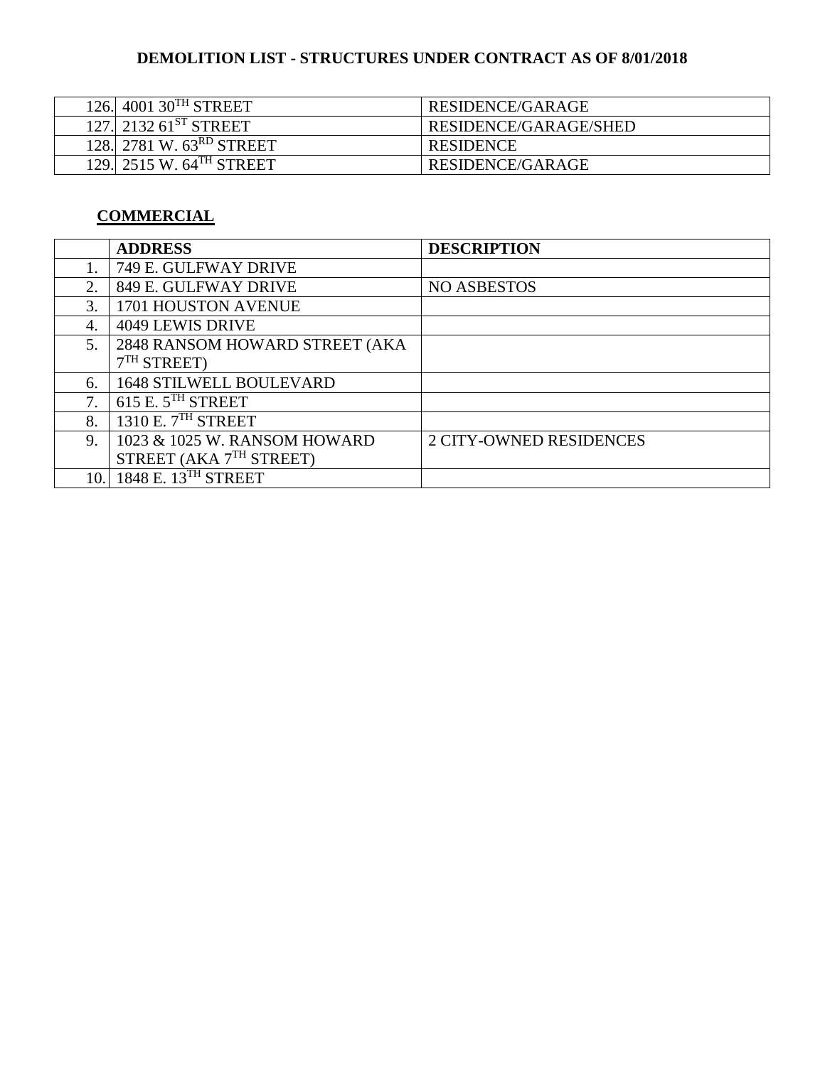# DEMOLITION LIST - STRUCTURES UNDER CONTRACT AS OF 8/01/2018

| | | |
|---|---|---|
| 126. | 4001 30TH STREET | RESIDENCE/GARAGE |
| 127. | 2132 61ST STREET | RESIDENCE/GARAGE/SHED |
| 128. | 2781 W. 63RD STREET | RESIDENCE |
| 129. | 2515 W. 64TH STREET | RESIDENCE/GARAGE |

## COMMERCIAL

| | ADDRESS | DESCRIPTION |
|---|---|---|
| 1. | 749 E. GULFWAY DRIVE | |
| 2. | 849 E. GULFWAY DRIVE | NO ASBESTOS |
| 3. | 1701 HOUSTON AVENUE | |
| 4. | 4049 LEWIS DRIVE | |
| 5. | 2848 RANSOM HOWARD STREET (AKA 7TH STREET) | |
| 6. | 1648 STILWELL BOULEVARD | |
| 7. | 615 E. 5TH STREET | |
| 8. | 1310 E. 7TH STREET | |
| 9. | 1023 & 1025 W. RANSOM HOWARD STREET (AKA 7TH STREET) | 2 CITY-OWNED RESIDENCES |
| 10. | 1848 E. 13TH STREET | |